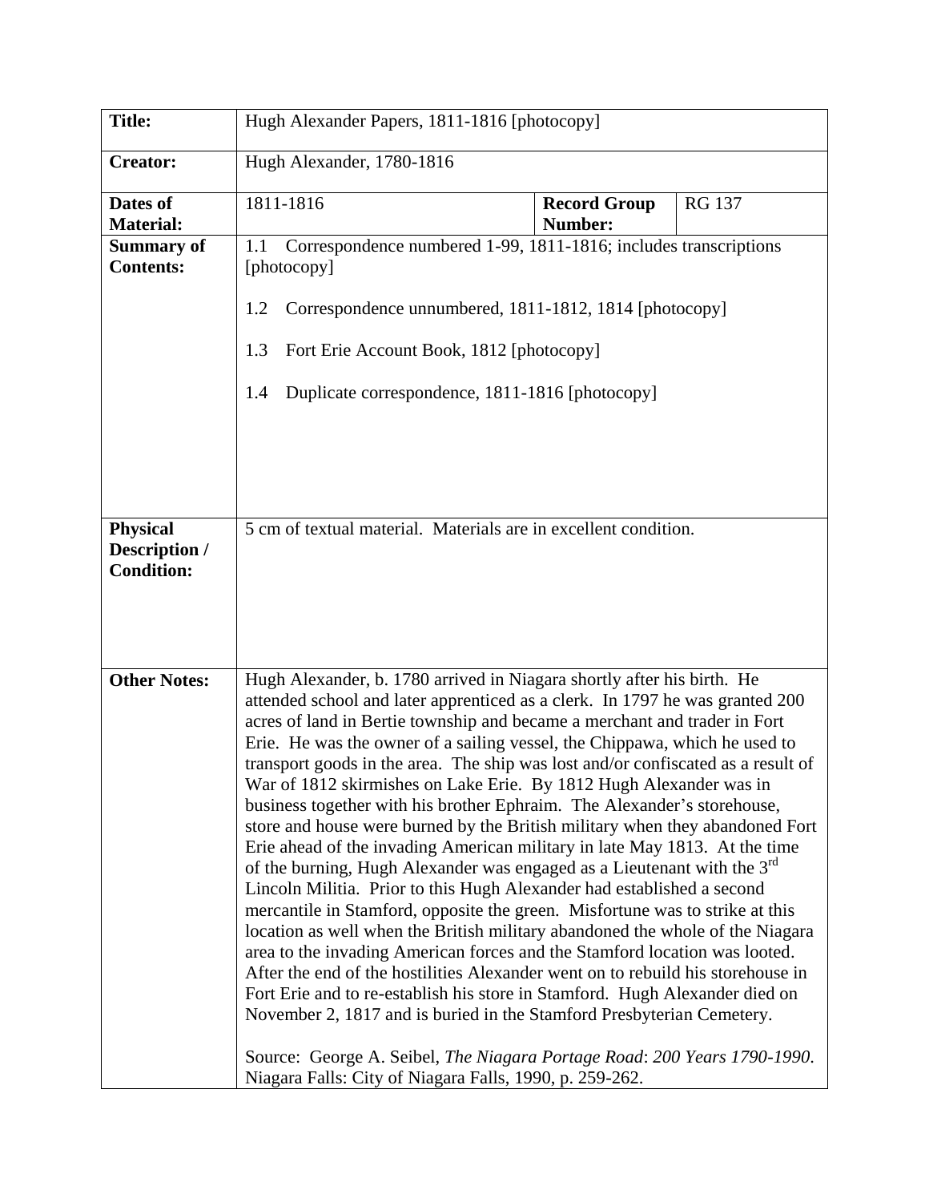| **Title:** | Hugh Alexander Papers, 1811-1816 [photocopy] | | |
|---|---|---|---|
| **Creator:** | Hugh Alexander, 1780-1816 | | |
| **Dates of Material:** | 1811-1816 | **Record Group Number:** | RG 137 |
| **Summary of Contents:** | 1.1 Correspondence numbered 1-99, 1811-1816; includes transcriptions [photocopy]<br><br>1.2 Correspondence unnumbered, 1811-1812, 1814 [photocopy]<br><br>1.3 Fort Erie Account Book, 1812 [photocopy]<br><br>1.4 Duplicate correspondence, 1811-1816 [photocopy] | | |
| **Physical Description / Condition:** | 5 cm of textual material. Materials are in excellent condition. | | |
| **Other Notes:** | Hugh Alexander, b. 1780 arrived in Niagara shortly after his birth. He attended school and later apprenticed as a clerk. In 1797 he was granted 200 acres of land in Bertie township and became a merchant and trader in Fort Erie. He was the owner of a sailing vessel, the Chippawa, which he used to transport goods in the area. The ship was lost and/or confiscated as a result of War of 1812 skirmishes on Lake Erie. By 1812 Hugh Alexander was in business together with his brother Ephraim. The Alexander's storehouse, store and house were burned by the British military when they abandoned Fort Erie ahead of the invading American military in late May 1813. At the time of the burning, Hugh Alexander was engaged as a Lieutenant with the 3rd Lincoln Militia. Prior to this Hugh Alexander had established a second mercantile in Stamford, opposite the green. Misfortune was to strike at this location as well when the British military abandoned the whole of the Niagara area to the invading American forces and the Stamford location was looted. After the end of the hostilities Alexander went on to rebuild his storehouse in Fort Erie and to re-establish his store in Stamford. Hugh Alexander died on November 2, 1817 and is buried in the Stamford Presbyterian Cemetery.<br><br>Source: George A. Seibel, *The Niagara Portage Road*: *200 Years 1790-1990*. Niagara Falls: City of Niagara Falls, 1990, p. 259-262. | | |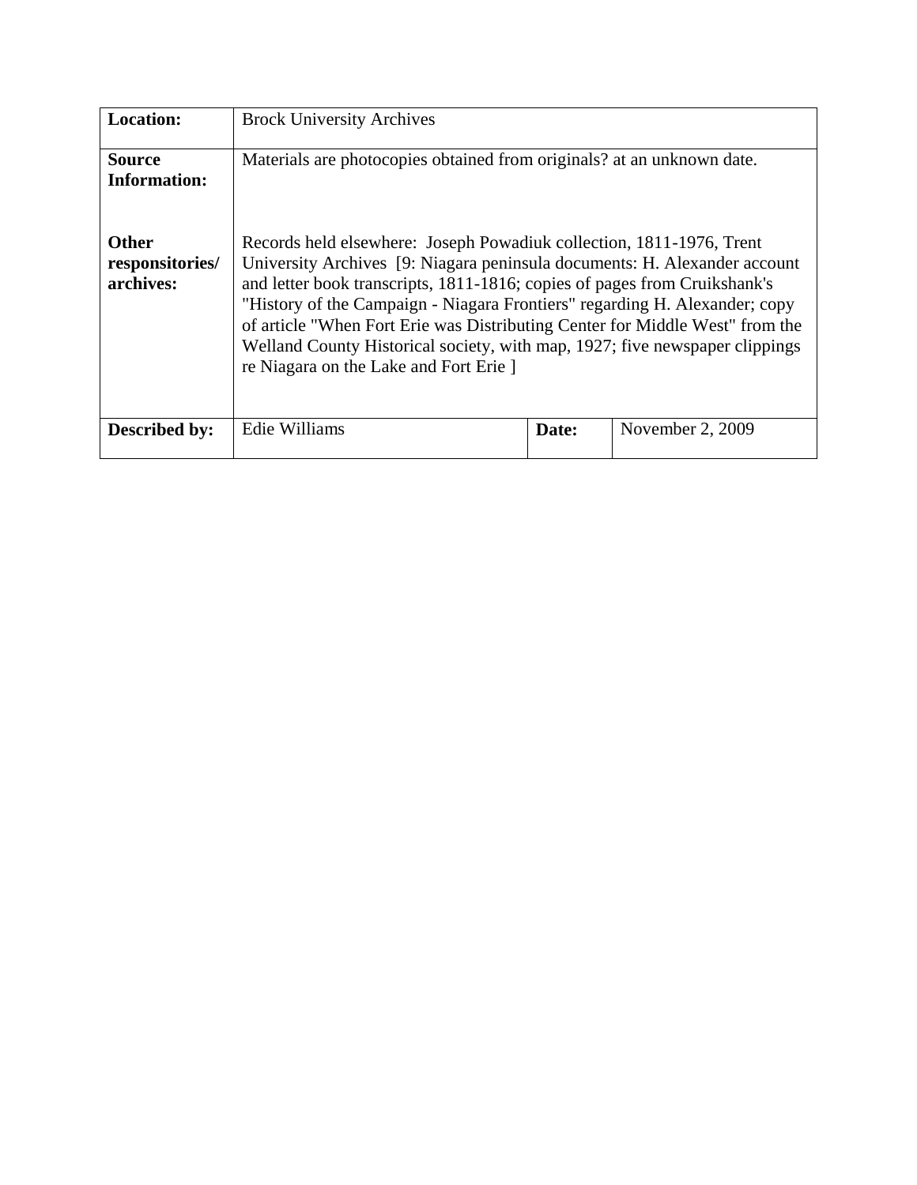| | | | |
|---|---|---|---|
| **Location:** | Brock University Archives | | |
| **Source Information:**<br><br>**Other responsitories/ archives:** | Materials are photocopies obtained from originals? at an unknown date.<br><br>Records held elsewhere: Joseph Powadiuk collection, 1811-1976, Trent University Archives [9: Niagara peninsula documents: H. Alexander account and letter book transcripts, 1811-1816; copies of pages from Cruikshank's "History of the Campaign - Niagara Frontiers" regarding H. Alexander; copy of article "When Fort Erie was Distributing Center for Middle West" from the Welland County Historical society, with map, 1927; five newspaper clippings re Niagara on the Lake and Fort Erie ] | | |
| **Described by:** | Edie Williams | **Date:** | November 2, 2009 |